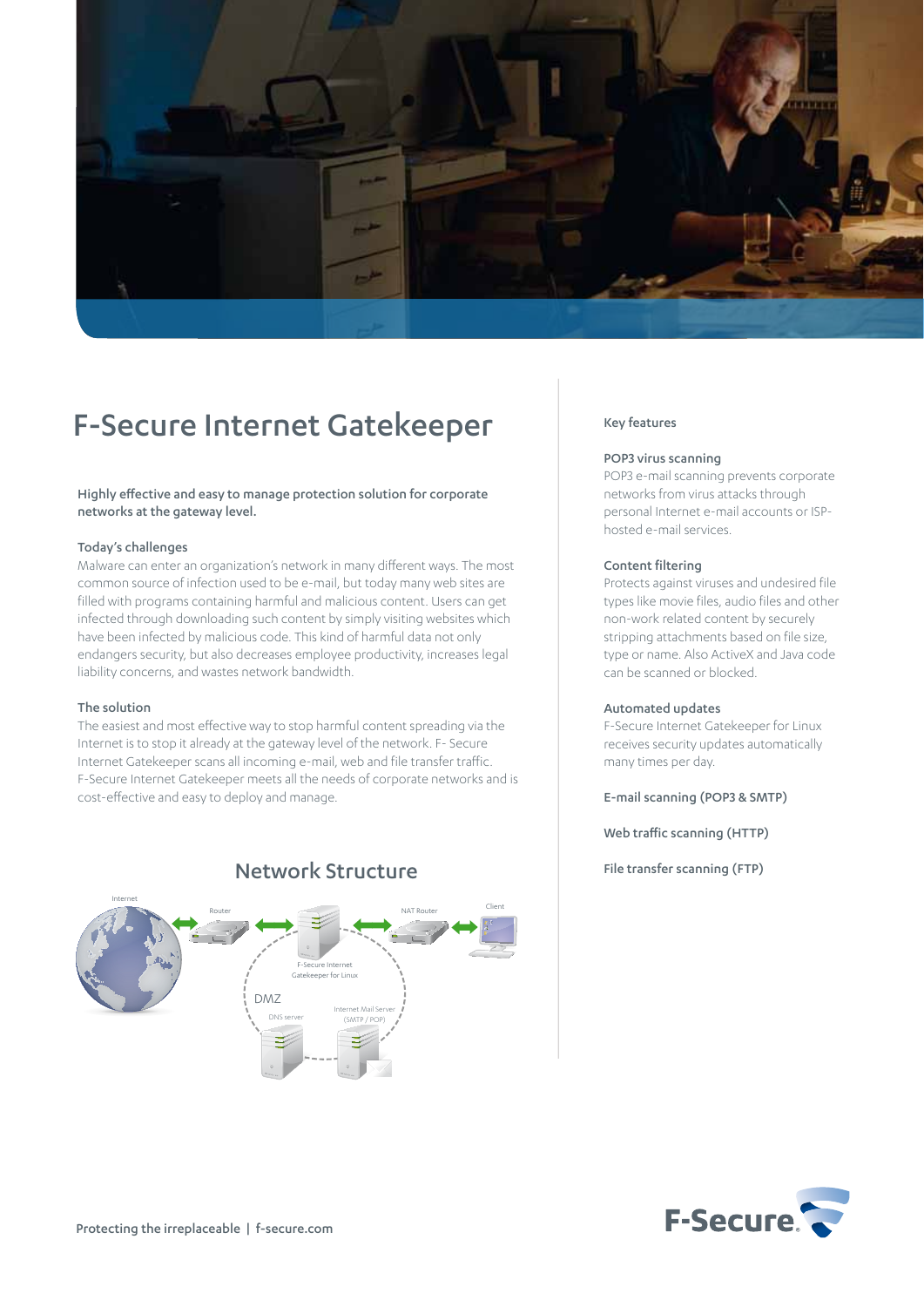# F-Secure Internet Gatekeeper

**Highly effective and easy to manage protection solution for corporate networks at the gateway level.**

### Today's challenges

Malware can enter an organization's network in many different ways. The most common source of infection used to be e-mail, but today many web sites are filled with programs containing harmful and malicious content. Users can get infected through downloading such content by simply visiting websites which have been infected by malicious code. This kind of harmful data not only endangers security, but also decreases employee productivity, increases legal liability concerns, and wastes network bandwidth.

### The solution

The easiest and most effective way to stop harmful content spreading via the Internet is to stop it already at the gateway level of the network. F- Secure Internet Gatekeeper scans all incoming e-mail, web and file transfer traffic. F-Secure Internet Gatekeeper meets all the needs of corporate networks and is cost-effective and easy to deploy and manage.

## Network Structure

Internet — Router — F-Secure Internet Gatekeeper for Linux — NAT Router — Client

DMZ: DNS server, Internet Mail Server (SMTP / POP)

## Key features

### POP3 virus scanning

POP3 e-mail scanning prevents corporate networks from virus attacks through personal Internet e-mail accounts or ISP-hosted e-mail services.

### Content filtering

Protects against viruses and undesired file types like movie files, audio files and other non-work related content by securely stripping attachments based on file size, type or name. Also ActiveX and Java code can be scanned or blocked.

### Automated updates

F-Secure Internet Gatekeeper for Linux receives security updates automatically many times per day.

### E-mail scanning (POP3 & SMTP)

### Web traffic scanning (HTTP)

### File transfer scanning (FTP)

Protecting the irreplaceable | f-secure.com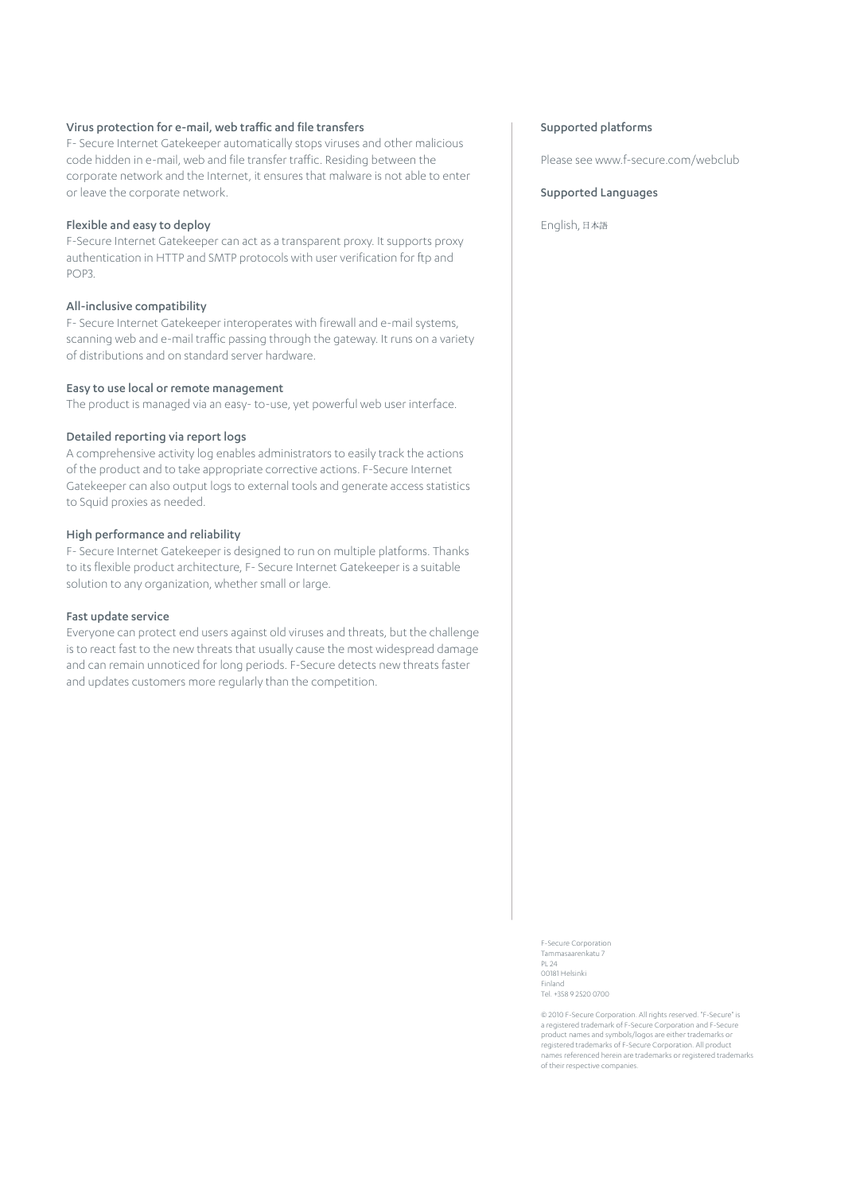### Virus protection for e-mail, web traffic and file transfers

F- Secure Internet Gatekeeper automatically stops viruses and other malicious code hidden in e-mail, web and file transfer traffic. Residing between the corporate network and the Internet, it ensures that malware is not able to enter or leave the corporate network.

### Flexible and easy to deploy

F-Secure Internet Gatekeeper can act as a transparent proxy. It supports proxy authentication in HTTP and SMTP protocols with user verification for ftp and POP3.

### All-inclusive compatibility

F- Secure Internet Gatekeeper interoperates with firewall and e-mail systems, scanning web and e-mail traffic passing through the gateway. It runs on a variety of distributions and on standard server hardware.

### Easy to use local or remote management

The product is managed via an easy- to-use, yet powerful web user interface.

### Detailed reporting via report logs

A comprehensive activity log enables administrators to easily track the actions of the product and to take appropriate corrective actions. F-Secure Internet Gatekeeper can also output logs to external tools and generate access statistics to Squid proxies as needed.

### High performance and reliability

F- Secure Internet Gatekeeper is designed to run on multiple platforms. Thanks to its flexible product architecture, F- Secure Internet Gatekeeper is a suitable solution to any organization, whether small or large.

### Fast update service

Everyone can protect end users against old viruses and threats, but the challenge is to react fast to the new threats that usually cause the most widespread damage and can remain unnoticed for long periods. F-Secure detects new threats faster and updates customers more regularly than the competition.

### Supported platforms

Please see www.f-secure.com/webclub

### Supported Languages

English, 日本語

F-Secure Corporation
Tammasaarenkatu 7
PL 24
00181 Helsinki
Finland
Tel. +358 9 2520 0700

© 2010 F-Secure Corporation. All rights reserved. "F-Secure" is a registered trademark of F-Secure Corporation and F-Secure product names and symbols/logos are either trademarks or registered trademarks of F-Secure Corporation. All product names referenced herein are trademarks or registered trademarks of their respective companies.